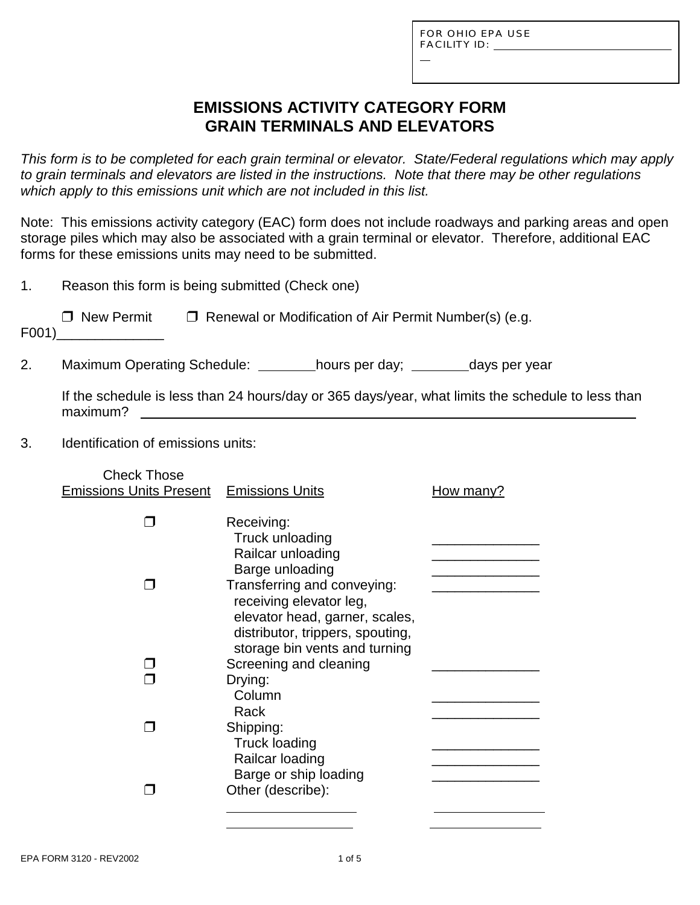FOR OHIO EPA USE
FACILITY ID: ______________________________

# EMISSIONS ACTIVITY CATEGORY FORM
# GRAIN TERMINALS AND ELEVATORS

*This form is to be completed for each grain terminal or elevator. State/Federal regulations which may apply to grain terminals and elevators are listed in the instructions. Note that there may be other regulations which apply to this emissions unit which are not included in this list.*

Note: This emissions activity category (EAC) form does not include roadways and parking areas and open storage piles which may also be associated with a grain terminal or elevator. Therefore, additional EAC forms for these emissions units may need to be submitted.

1. Reason this form is being submitted (Check one)

   ❒ New Permit   ❒ Renewal or Modification of Air Permit Number(s) (e.g. F001)______________

2. Maximum Operating Schedule: ________hours per day; ________days per year

   If the schedule is less than 24 hours/day or 365 days/year, what limits the schedule to less than maximum? ______________________________________________________________

3. Identification of emissions units:

| Check Those Emissions Units Present | Emissions Units | How many? |
|---|---|---|
| ❒ | Receiving: | |
| | Truck unloading | ______________ |
| | Railcar unloading | ______________ |
| | Barge unloading | ______________ |
| ❒ | Transferring and conveying: receiving elevator leg, elevator head, garner, scales, distributor, trippers, spouting, storage bin vents and turning | ______________ |
| ❒ | Screening and cleaning | ______________ |
| ❒ | Drying: | |
| | Column | ______________ |
| | Rack | ______________ |
| ❒ | Shipping: | |
| | Truck loading | ______________ |
| | Railcar loading | ______________ |
| | Barge or ship loading | ______________ |
| ❒ | Other (describe): | |
| | __________________ | ______________ |
| | __________________ | ______________ |

EPA FORM 3120 - REV2002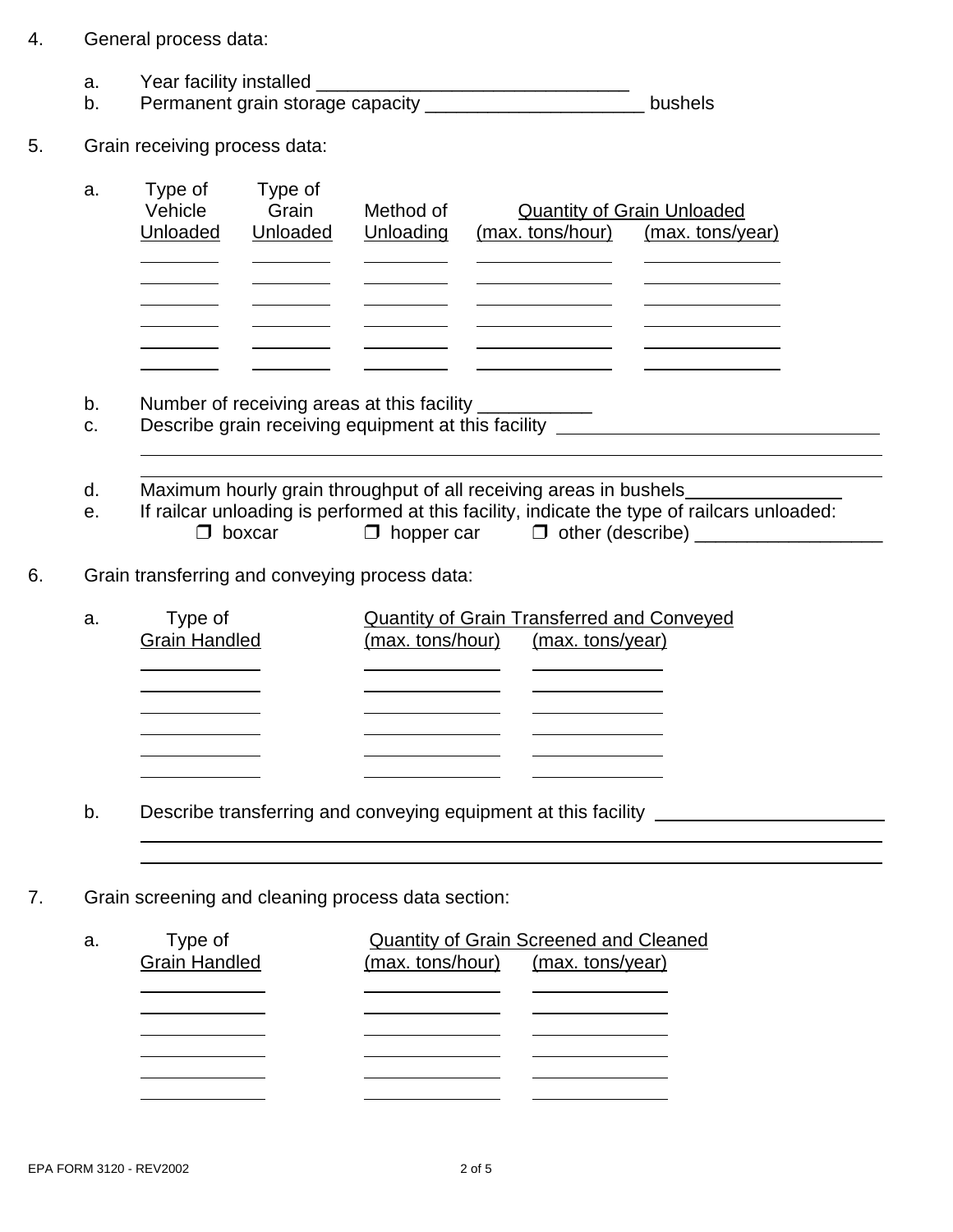4. General process data:

   a. Year facility installed ______________________________

   b. Permanent grain storage capacity _____________________ bushels

5. Grain receiving process data:

   a.

| Type of Vehicle Unloaded | Type of Grain Unloaded | Method of Unloading | Quantity of Grain Unloaded (max. tons/hour) | (max. tons/year) |
|---|---|---|---|---|
| | | | | |
| | | | | |
| | | | | |
| | | | | |
| | | | | |
| | | | | |

   b. Number of receiving areas at this facility ___________

   c. Describe grain receiving equipment at this facility ________________________________

   d. Maximum hourly grain throughput of all receiving areas in bushels_______________

   e. If railcar unloading is performed at this facility, indicate the type of railcars unloaded:

      ❒ boxcar ❒ hopper car ❒ other (describe) __________________

6. Grain transferring and conveying process data:

   a.

| Type of Grain Handled | Quantity of Grain Transferred and Conveyed (max. tons/hour) | (max. tons/year) |
|---|---|---|
| | | |
| | | |
| | | |
| | | |
| | | |
| | | |

   b. Describe transferring and conveying equipment at this facility ______________________

7. Grain screening and cleaning process data section:

   a.

| Type of Grain Handled | Quantity of Grain Screened and Cleaned (max. tons/hour) | (max. tons/year) |
|---|---|---|
| | | |
| | | |
| | | |
| | | |
| | | |
| | | |

EPA FORM 3120 - REV2002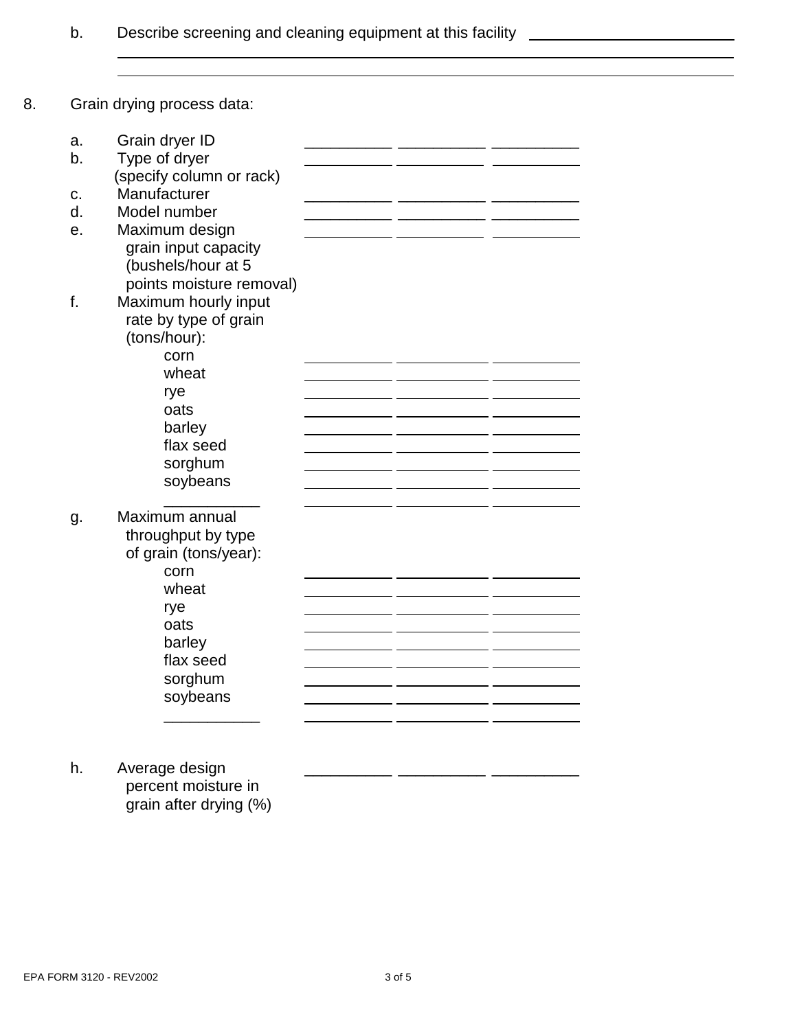b. Describe screening and cleaning equipment at this facility ______________________

______________________________________________________________________________

______________________________________________________________________________

8. Grain drying process data:

| | | | |
|---|---|---|---|
| a. Grain dryer ID | __________ | __________ | __________ |
| b. Type of dryer (specify column or rack) | __________ | __________ | __________ |
| c. Manufacturer | __________ | __________ | __________ |
| d. Model number | __________ | __________ | __________ |
| e. Maximum design grain input capacity (bushels/hour at 5 points moisture removal) | __________ | __________ | __________ |
| f. Maximum hourly input rate by type of grain (tons/hour): | | | |
| corn | __________ | __________ | __________ |
| wheat | __________ | __________ | __________ |
| rye | __________ | __________ | __________ |
| oats | __________ | __________ | __________ |
| barley | __________ | __________ | __________ |
| flax seed | __________ | __________ | __________ |
| sorghum | __________ | __________ | __________ |
| soybeans | __________ | __________ | __________ |
| ___________ | __________ | __________ | __________ |
| g. Maximum annual throughput by type of grain (tons/year): | | | |
| corn | __________ | __________ | __________ |
| wheat | __________ | __________ | __________ |
| rye | __________ | __________ | __________ |
| oats | __________ | __________ | __________ |
| barley | __________ | __________ | __________ |
| flax seed | __________ | __________ | __________ |
| sorghum | __________ | __________ | __________ |
| soybeans | __________ | __________ | __________ |
| ___________ | __________ | __________ | __________ |
| h. Average design percent moisture in grain after drying (%) | __________ | __________ | __________ |

EPA FORM 3120 - REV2002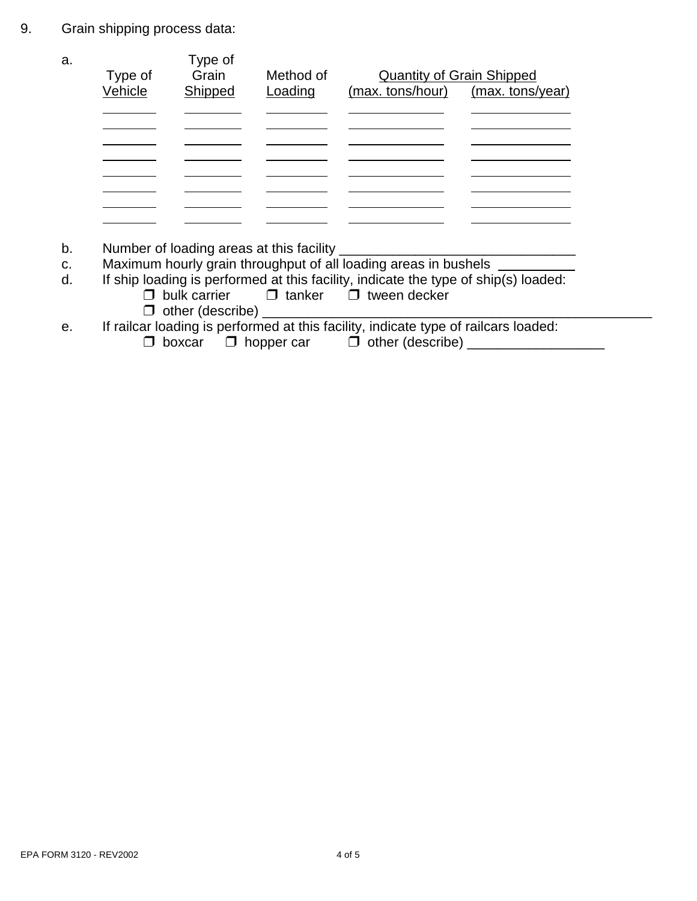9. Grain shipping process data:

a.

| Type of Vehicle | Type of Grain Shipped | Method of Loading | Quantity of Grain Shipped (max. tons/hour) | Quantity of Grain Shipped (max. tons/year) |
|---|---|---|---|---|
| | | | | |
| | | | | |
| | | | | |
| | | | | |
| | | | | |
| | | | | |
| | | | | |
| | | | | |

b. Number of loading areas at this facility _______________________________

c. Maximum hourly grain throughput of all loading areas in bushels __________

d. If ship loading is performed at this facility, indicate the type of ship(s) loaded:

❐ bulk carrier ❐ tanker ❐ tween decker

❐ other (describe) _____________________________________________________

e. If railcar loading is performed at this facility, indicate type of railcars loaded:

❐ boxcar ❐ hopper car ❐ other (describe) __________________

EPA FORM 3120 - REV2002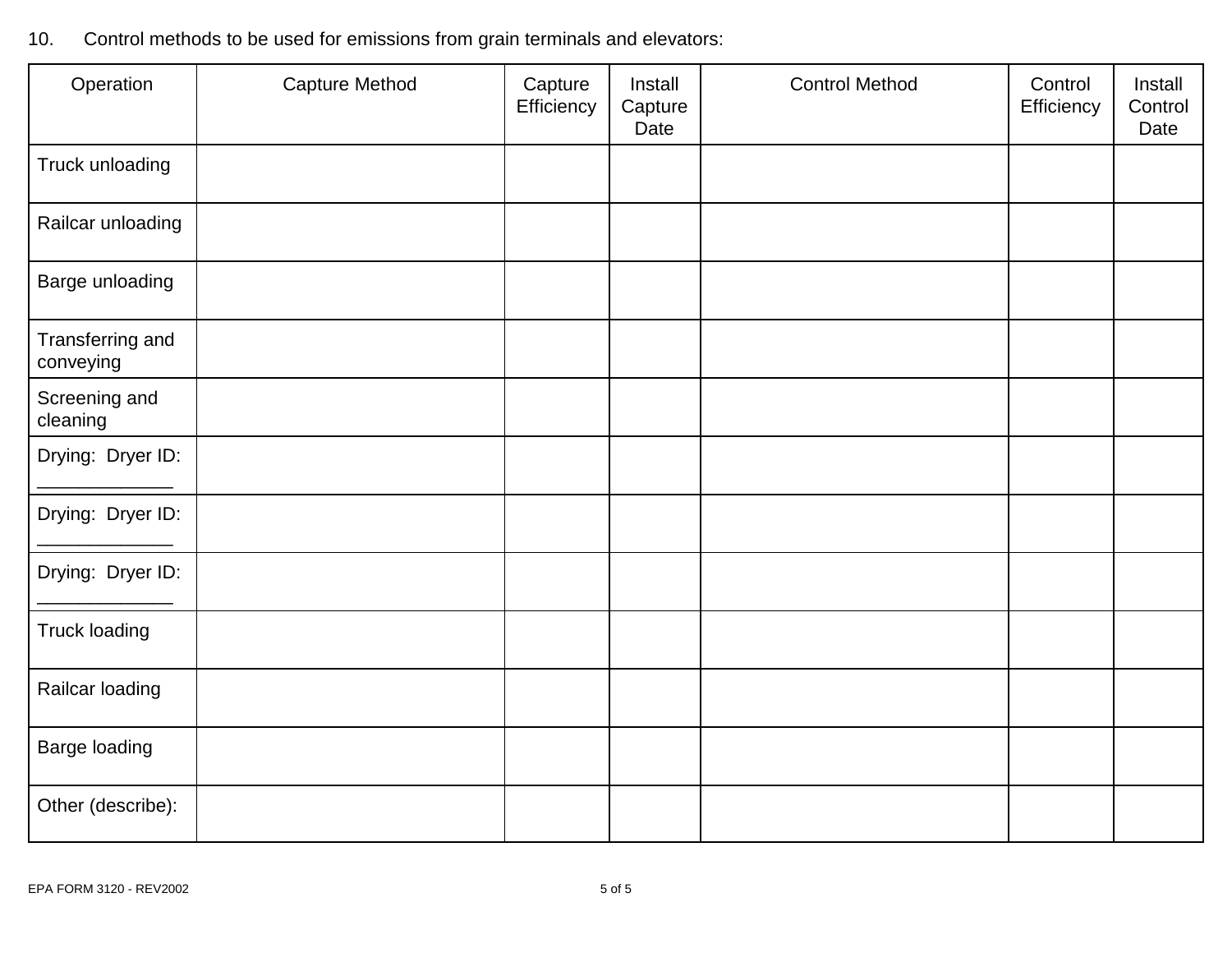10. Control methods to be used for emissions from grain terminals and elevators:

| Operation | Capture Method | Capture Efficiency | Install Capture Date | Control Method | Control Efficiency | Install Control Date |
|---|---|---|---|---|---|---|
| Truck unloading | | | | | | |
| Railcar unloading | | | | | | |
| Barge unloading | | | | | | |
| Transferring and conveying | | | | | | |
| Screening and cleaning | | | | | | |
| Drying: Dryer ID: ____________ | | | | | | |
| Drying: Dryer ID: ____________ | | | | | | |
| Drying: Dryer ID: ____________ | | | | | | |
| Truck loading | | | | | | |
| Railcar loading | | | | | | |
| Barge loading | | | | | | |
| Other (describe): | | | | | | |

EPA FORM 3120 - REV2002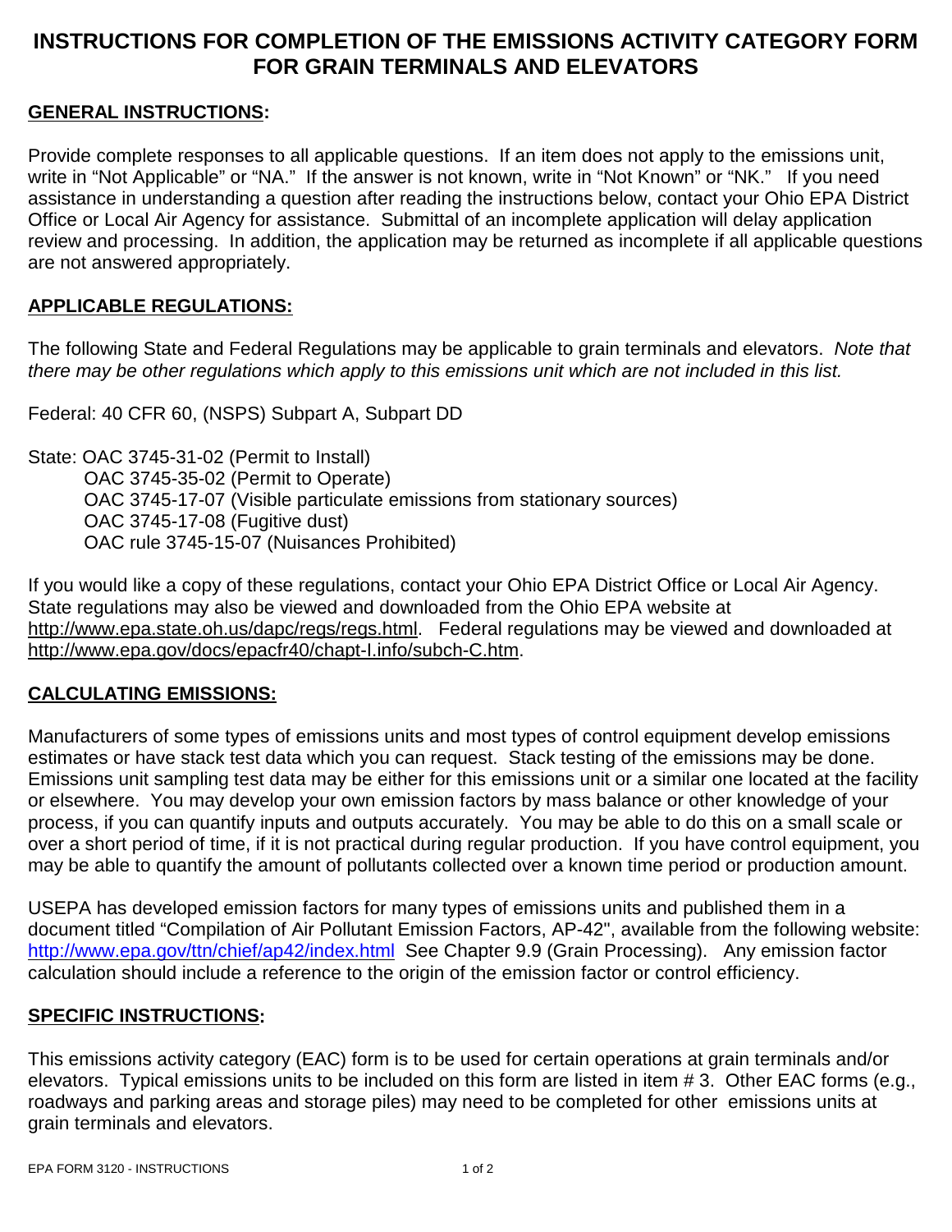# INSTRUCTIONS FOR COMPLETION OF THE EMISSIONS ACTIVITY CATEGORY FORM FOR GRAIN TERMINALS AND ELEVATORS

## GENERAL INSTRUCTIONS:

Provide complete responses to all applicable questions. If an item does not apply to the emissions unit, write in "Not Applicable" or "NA." If the answer is not known, write in "Not Known" or "NK." If you need assistance in understanding a question after reading the instructions below, contact your Ohio EPA District Office or Local Air Agency for assistance. Submittal of an incomplete application will delay application review and processing. In addition, the application may be returned as incomplete if all applicable questions are not answered appropriately.

## APPLICABLE REGULATIONS:

The following State and Federal Regulations may be applicable to grain terminals and elevators. *Note that there may be other regulations which apply to this emissions unit which are not included in this list.*

Federal: 40 CFR 60, (NSPS) Subpart A, Subpart DD

State: OAC 3745-31-02 (Permit to Install)
OAC 3745-35-02 (Permit to Operate)
OAC 3745-17-07 (Visible particulate emissions from stationary sources)
OAC 3745-17-08 (Fugitive dust)
OAC rule 3745-15-07 (Nuisances Prohibited)

If you would like a copy of these regulations, contact your Ohio EPA District Office or Local Air Agency. State regulations may also be viewed and downloaded from the Ohio EPA website at http://www.epa.state.oh.us/dapc/regs/regs.html. Federal regulations may be viewed and downloaded at http://www.epa.gov/docs/epacfr40/chapt-I.info/subch-C.htm.

## CALCULATING EMISSIONS:

Manufacturers of some types of emissions units and most types of control equipment develop emissions estimates or have stack test data which you can request. Stack testing of the emissions may be done. Emissions unit sampling test data may be either for this emissions unit or a similar one located at the facility or elsewhere. You may develop your own emission factors by mass balance or other knowledge of your process, if you can quantify inputs and outputs accurately. You may be able to do this on a small scale or over a short period of time, if it is not practical during regular production. If you have control equipment, you may be able to quantify the amount of pollutants collected over a known time period or production amount.

USEPA has developed emission factors for many types of emissions units and published them in a document titled "Compilation of Air Pollutant Emission Factors, AP-42", available from the following website: http://www.epa.gov/ttn/chief/ap42/index.html See Chapter 9.9 (Grain Processing). Any emission factor calculation should include a reference to the origin of the emission factor or control efficiency.

## SPECIFIC INSTRUCTIONS:

This emissions activity category (EAC) form is to be used for certain operations at grain terminals and/or elevators. Typical emissions units to be included on this form are listed in item # 3. Other EAC forms (e.g., roadways and parking areas and storage piles) may need to be completed for other emissions units at grain terminals and elevators.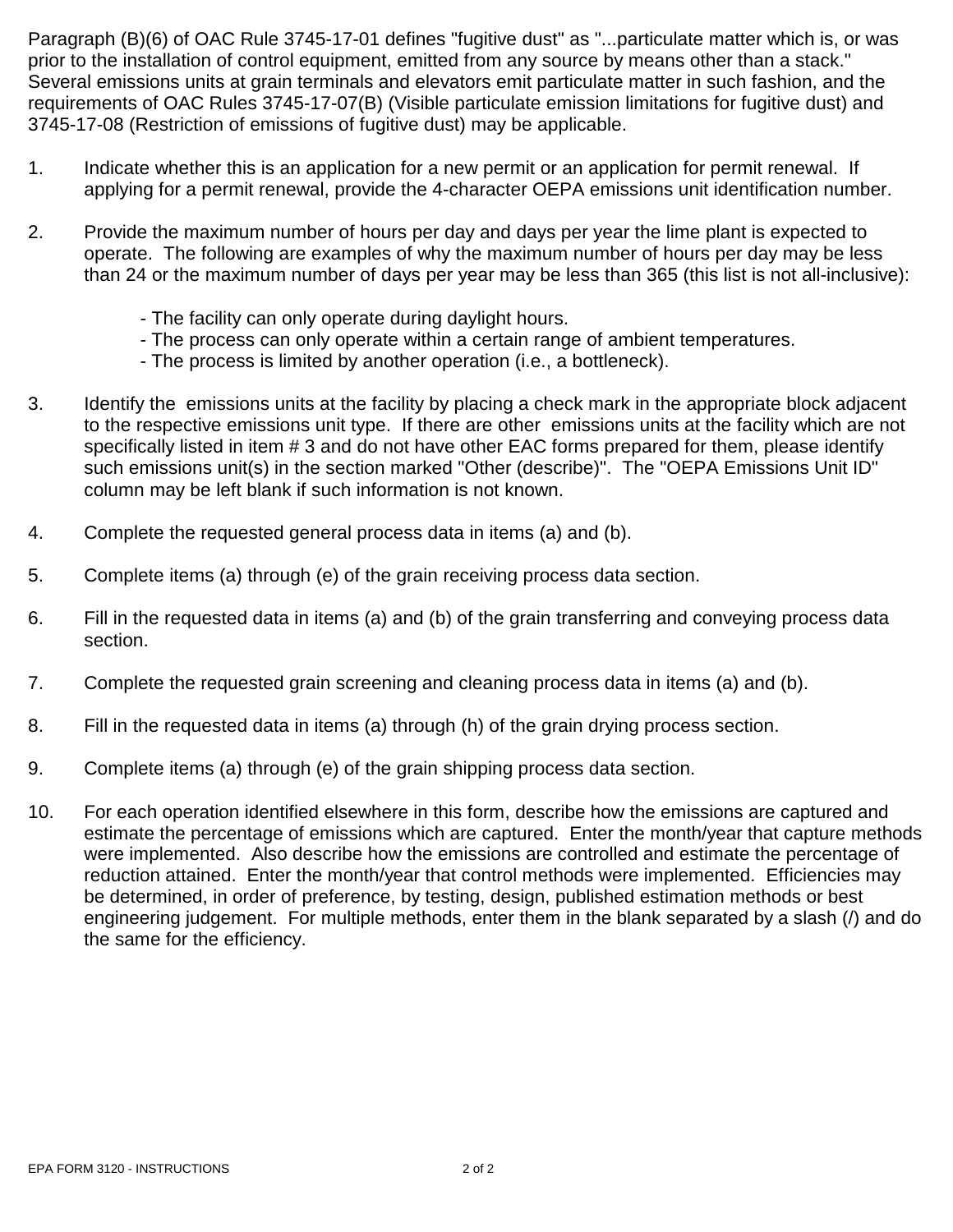Paragraph (B)(6) of OAC Rule 3745-17-01 defines "fugitive dust" as "...particulate matter which is, or was prior to the installation of control equipment, emitted from any source by means other than a stack." Several emissions units at grain terminals and elevators emit particulate matter in such fashion, and the requirements of OAC Rules 3745-17-07(B) (Visible particulate emission limitations for fugitive dust) and 3745-17-08 (Restriction of emissions of fugitive dust) may be applicable.

1. Indicate whether this is an application for a new permit or an application for permit renewal. If applying for a permit renewal, provide the 4-character OEPA emissions unit identification number.

2. Provide the maximum number of hours per day and days per year the lime plant is expected to operate. The following are examples of why the maximum number of hours per day may be less than 24 or the maximum number of days per year may be less than 365 (this list is not all-inclusive):

   - The facility can only operate during daylight hours.
   - The process can only operate within a certain range of ambient temperatures.
   - The process is limited by another operation (i.e., a bottleneck).

3. Identify the emissions units at the facility by placing a check mark in the appropriate block adjacent to the respective emissions unit type. If there are other emissions units at the facility which are not specifically listed in item # 3 and do not have other EAC forms prepared for them, please identify such emissions unit(s) in the section marked "Other (describe)". The "OEPA Emissions Unit ID" column may be left blank if such information is not known.

4. Complete the requested general process data in items (a) and (b).

5. Complete items (a) through (e) of the grain receiving process data section.

6. Fill in the requested data in items (a) and (b) of the grain transferring and conveying process data section.

7. Complete the requested grain screening and cleaning process data in items (a) and (b).

8. Fill in the requested data in items (a) through (h) of the grain drying process section.

9. Complete items (a) through (e) of the grain shipping process data section.

10. For each operation identified elsewhere in this form, describe how the emissions are captured and estimate the percentage of emissions which are captured. Enter the month/year that capture methods were implemented. Also describe how the emissions are controlled and estimate the percentage of reduction attained. Enter the month/year that control methods were implemented. Efficiencies may be determined, in order of preference, by testing, design, published estimation methods or best engineering judgement. For multiple methods, enter them in the blank separated by a slash (/) and do the same for the efficiency.

EPA FORM 3120 - INSTRUCTIONS